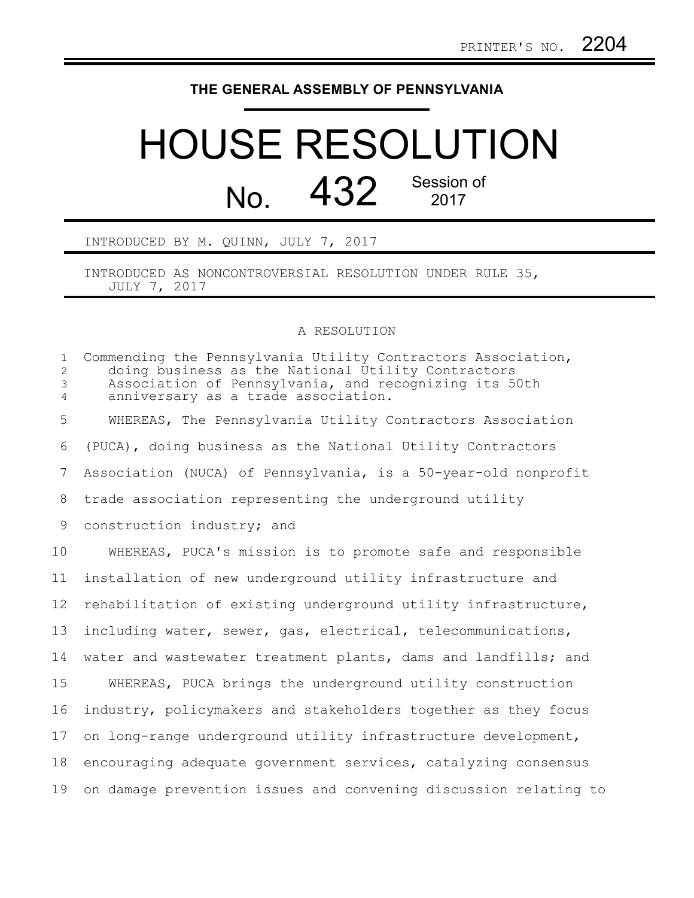PRINTER'S NO. 2204

**THE GENERAL ASSEMBLY OF PENNSYLVANIA**

# HOUSE RESOLUTION

## No. 432 Session of 2017

INTRODUCED BY M. QUINN, JULY 7, 2017

INTRODUCED AS NONCONTROVERSIAL RESOLUTION UNDER RULE 35, JULY 7, 2017

A RESOLUTION

Commending the Pennsylvania Utility Contractors Association, doing business as the National Utility Contractors Association of Pennsylvania, and recognizing its 50th anniversary as a trade association.

WHEREAS, The Pennsylvania Utility Contractors Association (PUCA), doing business as the National Utility Contractors Association (NUCA) of Pennsylvania, is a 50-year-old nonprofit trade association representing the underground utility construction industry; and

WHEREAS, PUCA's mission is to promote safe and responsible installation of new underground utility infrastructure and rehabilitation of existing underground utility infrastructure, including water, sewer, gas, electrical, telecommunications, water and wastewater treatment plants, dams and landfills; and

WHEREAS, PUCA brings the underground utility construction industry, policymakers and stakeholders together as they focus on long-range underground utility infrastructure development, encouraging adequate government services, catalyzing consensus on damage prevention issues and convening discussion relating to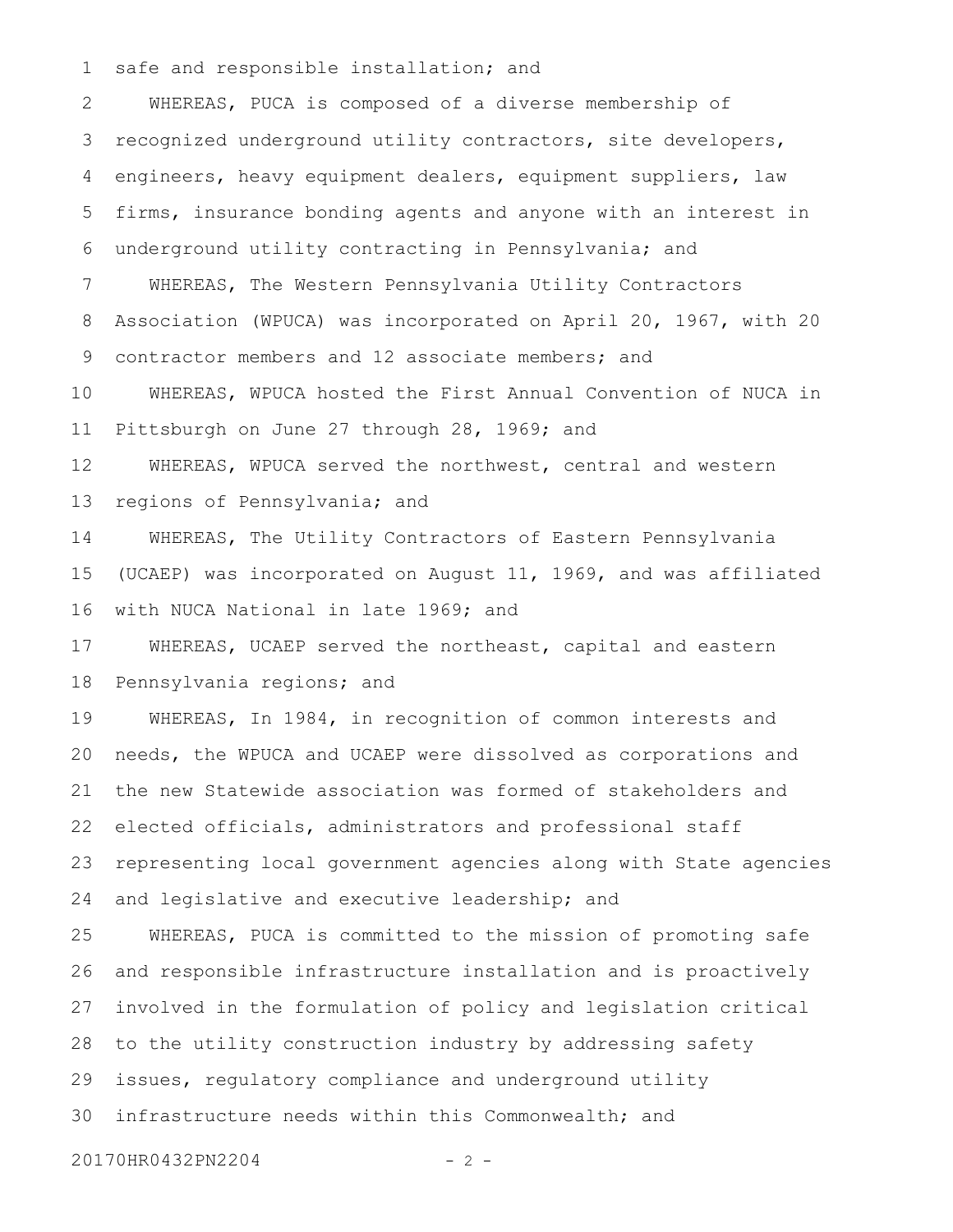safe and responsible installation; and

WHEREAS, PUCA is composed of a diverse membership of recognized underground utility contractors, site developers, engineers, heavy equipment dealers, equipment suppliers, law firms, insurance bonding agents and anyone with an interest in underground utility contracting in Pennsylvania; and

WHEREAS, The Western Pennsylvania Utility Contractors Association (WPUCA) was incorporated on April 20, 1967, with 20 contractor members and 12 associate members; and

WHEREAS, WPUCA hosted the First Annual Convention of NUCA in Pittsburgh on June 27 through 28, 1969; and

WHEREAS, WPUCA served the northwest, central and western regions of Pennsylvania; and

WHEREAS, The Utility Contractors of Eastern Pennsylvania (UCAEP) was incorporated on August 11, 1969, and was affiliated with NUCA National in late 1969; and

WHEREAS, UCAEP served the northeast, capital and eastern Pennsylvania regions; and

WHEREAS, In 1984, in recognition of common interests and needs, the WPUCA and UCAEP were dissolved as corporations and the new Statewide association was formed of stakeholders and elected officials, administrators and professional staff representing local government agencies along with State agencies and legislative and executive leadership; and

WHEREAS, PUCA is committed to the mission of promoting safe and responsible infrastructure installation and is proactively involved in the formulation of policy and legislation critical to the utility construction industry by addressing safety issues, regulatory compliance and underground utility infrastructure needs within this Commonwealth; and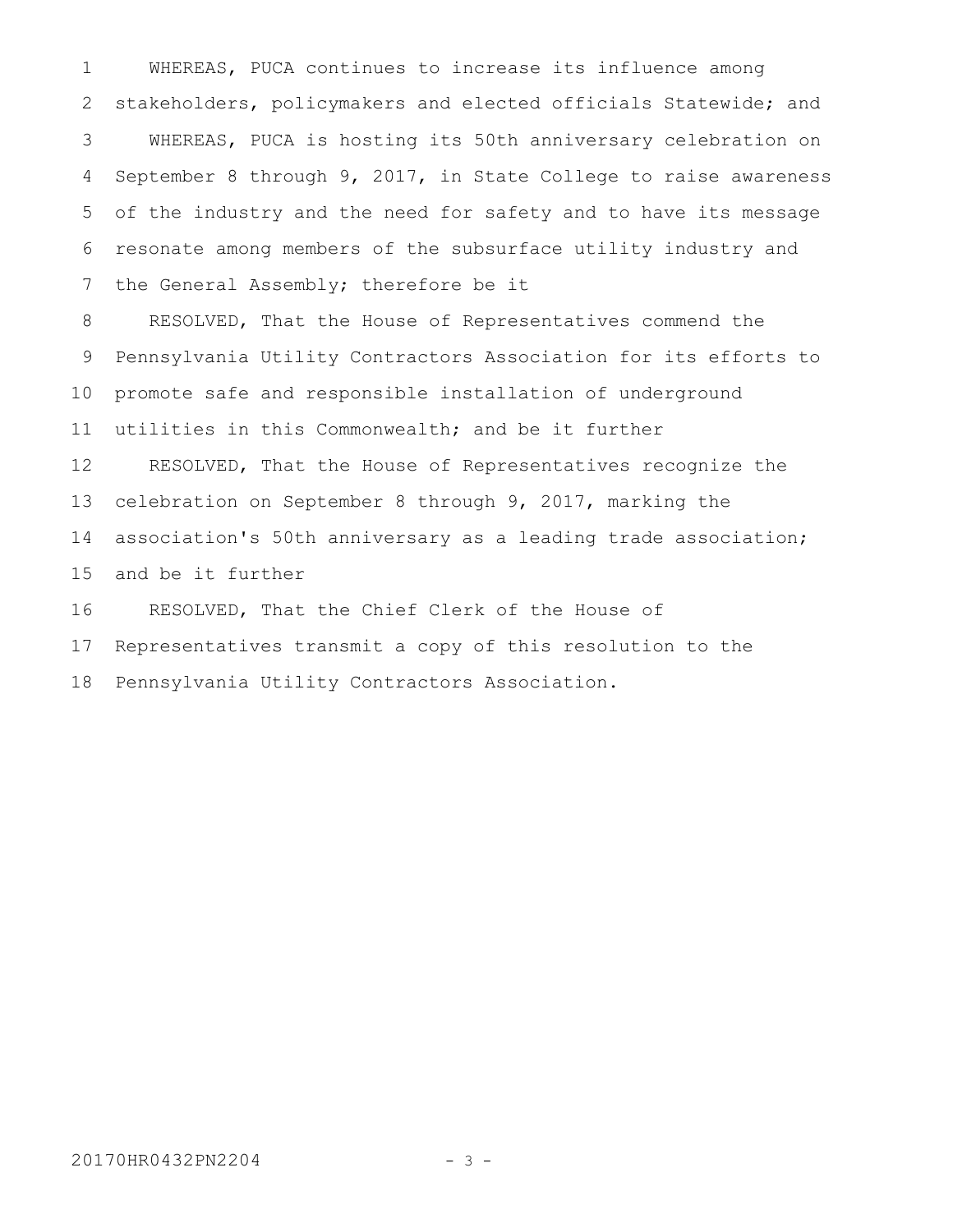WHEREAS, PUCA continues to increase its influence among stakeholders, policymakers and elected officials Statewide; and

WHEREAS, PUCA is hosting its 50th anniversary celebration on September 8 through 9, 2017, in State College to raise awareness of the industry and the need for safety and to have its message resonate among members of the subsurface utility industry and the General Assembly; therefore be it

RESOLVED, That the House of Representatives commend the Pennsylvania Utility Contractors Association for its efforts to promote safe and responsible installation of underground utilities in this Commonwealth; and be it further

RESOLVED, That the House of Representatives recognize the celebration on September 8 through 9, 2017, marking the association's 50th anniversary as a leading trade association; and be it further

RESOLVED, That the Chief Clerk of the House of Representatives transmit a copy of this resolution to the Pennsylvania Utility Contractors Association.